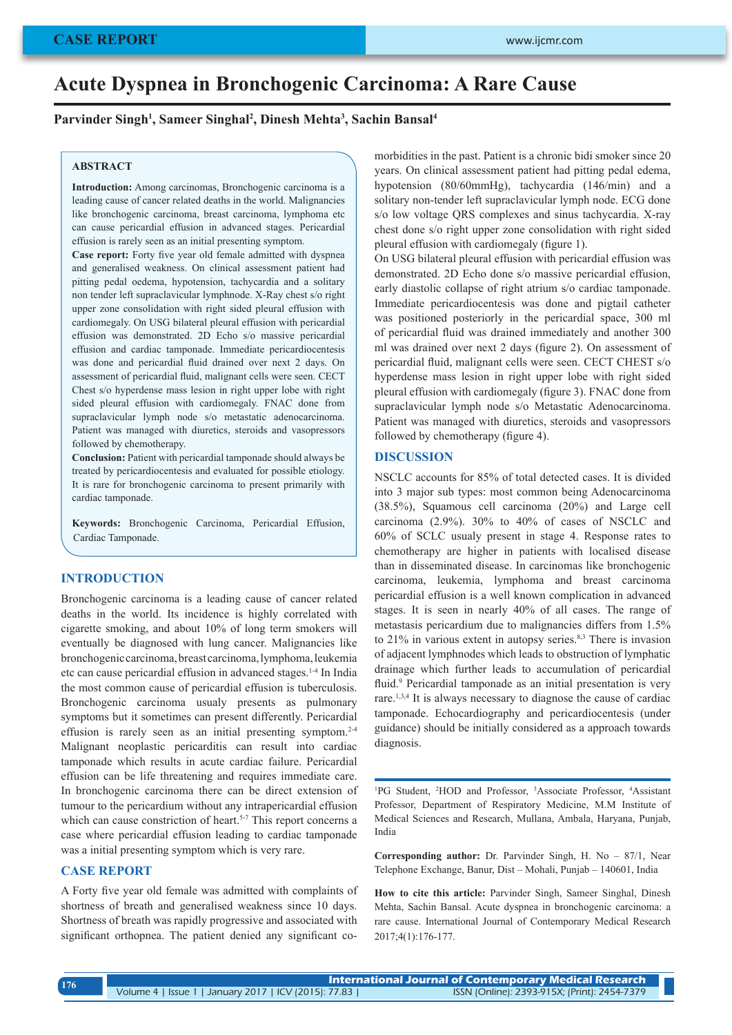# Acute Dyspnea in Bronchogenic Carcinoma: A Rare Cause

**Parvinder Singh[1], Sameer Singhal[2], Dinesh Mehta[3], Sachin Bansal[4]**

## ABSTRACT

**Introduction:** Among carcinomas, Bronchogenic carcinoma is a leading cause of cancer related deaths in the world. Malignancies like bronchogenic carcinoma, breast carcinoma, lymphoma etc can cause pericardial effusion in advanced stages. Pericardial effusion is rarely seen as an initial presenting symptom.

**Case report:** Forty five year old female admitted with dyspnea and generalised weakness. On clinical assessment patient had pitting pedal oedema, hypotension, tachycardia and a solitary non tender left supraclavicular lymphnode. X-Ray chest s/o right upper zone consolidation with right sided pleural effusion with cardiomegaly. On USG bilateral pleural effusion with pericardial effusion was demonstrated. 2D Echo s/o massive pericardial effusion and cardiac tamponade. Immediate pericardiocentesis was done and pericardial fluid drained over next 2 days. On assessment of pericardial fluid, malignant cells were seen. CECT Chest s/o hyperdense mass lesion in right upper lobe with right sided pleural effusion with cardiomegaly. FNAC done from supraclavicular lymph node s/o metastatic adenocarcinoma. Patient was managed with diuretics, steroids and vasopressors followed by chemotherapy.

**Conclusion:** Patient with pericardial tamponade should always be treated by pericardiocentesis and evaluated for possible etiology. It is rare for bronchogenic carcinoma to present primarily with cardiac tamponade.

**Keywords:** Bronchogenic Carcinoma, Pericardial Effusion, Cardiac Tamponade.

## INTRODUCTION

Bronchogenic carcinoma is a leading cause of cancer related deaths in the world. Its incidence is highly correlated with cigarette smoking, and about 10% of long term smokers will eventually be diagnosed with lung cancer. Malignancies like bronchogenic carcinoma, breast carcinoma, lymphoma, leukemia etc can cause pericardial effusion in advanced stages.[1-4] In India the most common cause of pericardial effusion is tuberculosis. Bronchogenic carcinoma usualy presents as pulmonary symptoms but it sometimes can present differently. Pericardial effusion is rarely seen as an initial presenting symptom.[2-4] Malignant neoplastic pericarditis can result into cardiac tamponade which results in acute cardiac failure. Pericardial effusion can be life threatening and requires immediate care. In bronchogenic carcinoma there can be direct extension of tumour to the pericardium without any intrapericardial effusion which can cause constriction of heart.[5-7] This report concerns a case where pericardial effusion leading to cardiac tamponade was a initial presenting symptom which is very rare.

## CASE REPORT

A Forty five year old female was admitted with complaints of shortness of breath and generalised weakness since 10 days. Shortness of breath was rapidly progressive and associated with significant orthopnea. The patient denied any significant co-morbidities in the past. Patient is a chronic bidi smoker since 20 years. On clinical assessment patient had pitting pedal edema, hypotension (80/60mmHg), tachycardia (146/min) and a solitary non-tender left supraclavicular lymph node. ECG done s/o low voltage QRS complexes and sinus tachycardia. X-ray chest done s/o right upper zone consolidation with right sided pleural effusion with cardiomegaly (figure 1).

On USG bilateral pleural effusion with pericardial effusion was demonstrated. 2D Echo done s/o massive pericardial effusion, early diastolic collapse of right atrium s/o cardiac tamponade. Immediate pericardiocentesis was done and pigtail catheter was positioned posteriorly in the pericardial space, 300 ml of pericardial fluid was drained immediately and another 300 ml was drained over next 2 days (figure 2). On assessment of pericardial fluid, malignant cells were seen. CECT CHEST s/o hyperdense mass lesion in right upper lobe with right sided pleural effusion with cardiomegaly (figure 3). FNAC done from supraclavicular lymph node s/o Metastatic Adenocarcinoma. Patient was managed with diuretics, steroids and vasopressors followed by chemotherapy (figure 4).

## DISCUSSION

NSCLC accounts for 85% of total detected cases. It is divided into 3 major sub types: most common being Adenocarcinoma (38.5%), Squamous cell carcinoma (20%) and Large cell carcinoma (2.9%). 30% to 40% of cases of NSCLC and 60% of SCLC usualy present in stage 4. Response rates to chemotherapy are higher in patients with localised disease than in disseminated disease. In carcinomas like bronchogenic carcinoma, leukemia, lymphoma and breast carcinoma pericardial effusion is a well known complication in advanced stages. It is seen in nearly 40% of all cases. The range of metastasis pericardium due to malignancies differs from 1.5% to 21% in various extent in autopsy series.[8,3] There is invasion of adjacent lymphnodes which leads to obstruction of lymphatic drainage which further leads to accumulation of pericardial fluid.[9] Pericardial tamponade as an initial presentation is very rare.[1,3,4] It is always necessary to diagnose the cause of cardiac tamponade. Echocardiography and pericardiocentesis (under guidance) should be initially considered as a approach towards diagnosis.

---

[1]PG Student, [2]HOD and Professor, [3]Associate Professor, [4]Assistant Professor, Department of Respiratory Medicine, M.M Institute of Medical Sciences and Research, Mullana, Ambala, Haryana, Punjab, India

**Corresponding author:** Dr. Parvinder Singh, H. No – 87/1, Near Telephone Exchange, Banur, Dist – Mohali, Punjab – 140601, India

**How to cite this article:** Parvinder Singh, Sameer Singhal, Dinesh Mehta, Sachin Bansal. Acute dyspnea in bronchogenic carcinoma: a rare cause. International Journal of Contemporary Medical Research 2017;4(1):176-177.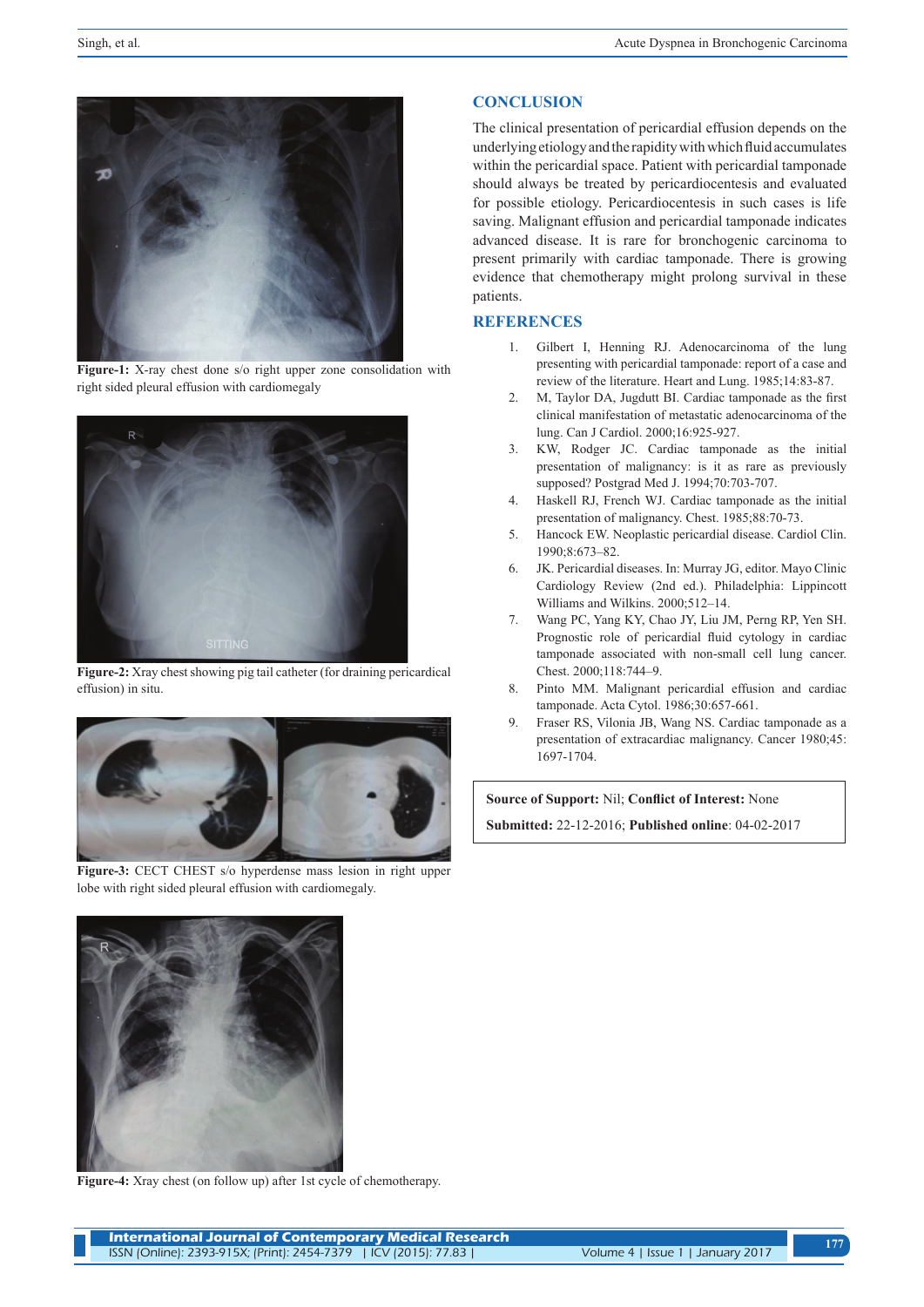Figure-1: X-ray chest done s/o right upper zone consolidation with right sided pleural effusion with cardiomegaly

Figure-2: Xray chest showing pig tail catheter (for draining pericardical effusion) in situ.

Figure-3: CECT CHEST s/o hyperdense mass lesion in right upper lobe with right sided pleural effusion with cardiomegaly.

Figure-4: Xray chest (on follow up) after 1st cycle of chemotherapy.

## CONCLUSION

The clinical presentation of pericardial effusion depends on the underlying etiology and the rapidity with which fluid accumulates within the pericardial space. Patient with pericardial tamponade should always be treated by pericardiocentesis and evaluated for possible etiology. Pericardiocentesis in such cases is life saving. Malignant effusion and pericardial tamponade indicates advanced disease. It is rare for bronchogenic carcinoma to present primarily with cardiac tamponade. There is growing evidence that chemotherapy might prolong survival in these patients.

## REFERENCES

1. Gilbert I, Henning RJ. Adenocarcinoma of the lung presenting with pericardial tamponade: report of a case and review of the literature. Heart and Lung. 1985;14:83-87.
2. M, Taylor DA, Jugdutt BI. Cardiac tamponade as the first clinical manifestation of metastatic adenocarcinoma of the lung. Can J Cardiol. 2000;16:925-927.
3. KW, Rodger JC. Cardiac tamponade as the initial presentation of malignancy: is it as rare as previously supposed? Postgrad Med J. 1994;70:703-707.
4. Haskell RJ, French WJ. Cardiac tamponade as the initial presentation of malignancy. Chest. 1985;88:70-73.
5. Hancock EW. Neoplastic pericardial disease. Cardiol Clin. 1990;8:673–82.
6. JK. Pericardial diseases. In: Murray JG, editor. Mayo Clinic Cardiology Review (2nd ed.). Philadelphia: Lippincott Williams and Wilkins. 2000;512–14.
7. Wang PC, Yang KY, Chao JY, Liu JM, Perng RP, Yen SH. Prognostic role of pericardial fluid cytology in cardiac tamponade associated with non-small cell lung cancer. Chest. 2000;118:744–9.
8. Pinto MM. Malignant pericardial effusion and cardiac tamponade. Acta Cytol. 1986;30:657-661.
9. Fraser RS, Vilonia JB, Wang NS. Cardiac tamponade as a presentation of extracardiac malignancy. Cancer 1980;45: 1697-1704.

**Source of Support:** Nil; **Conflict of Interest:** None

**Submitted:** 22-12-2016; **Published online**: 04-02-2017